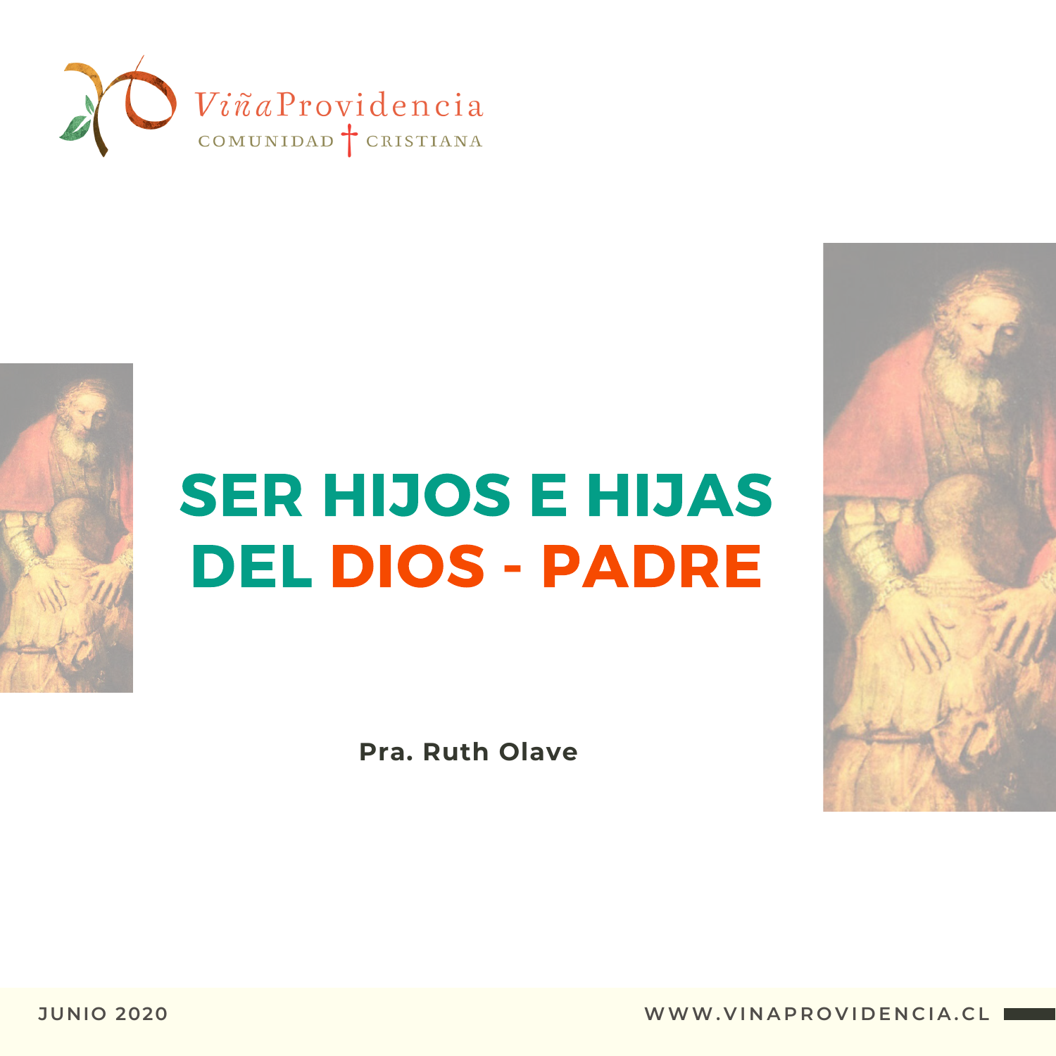ViñaProvidencia
COMUNIDAD CRISTIANA

# SER HIJOS E HIJAS DEL DIOS - PADRE

**Pra. Ruth Olave**

JUNIO 2020

WWW.VINAPROVIDENCIA.CL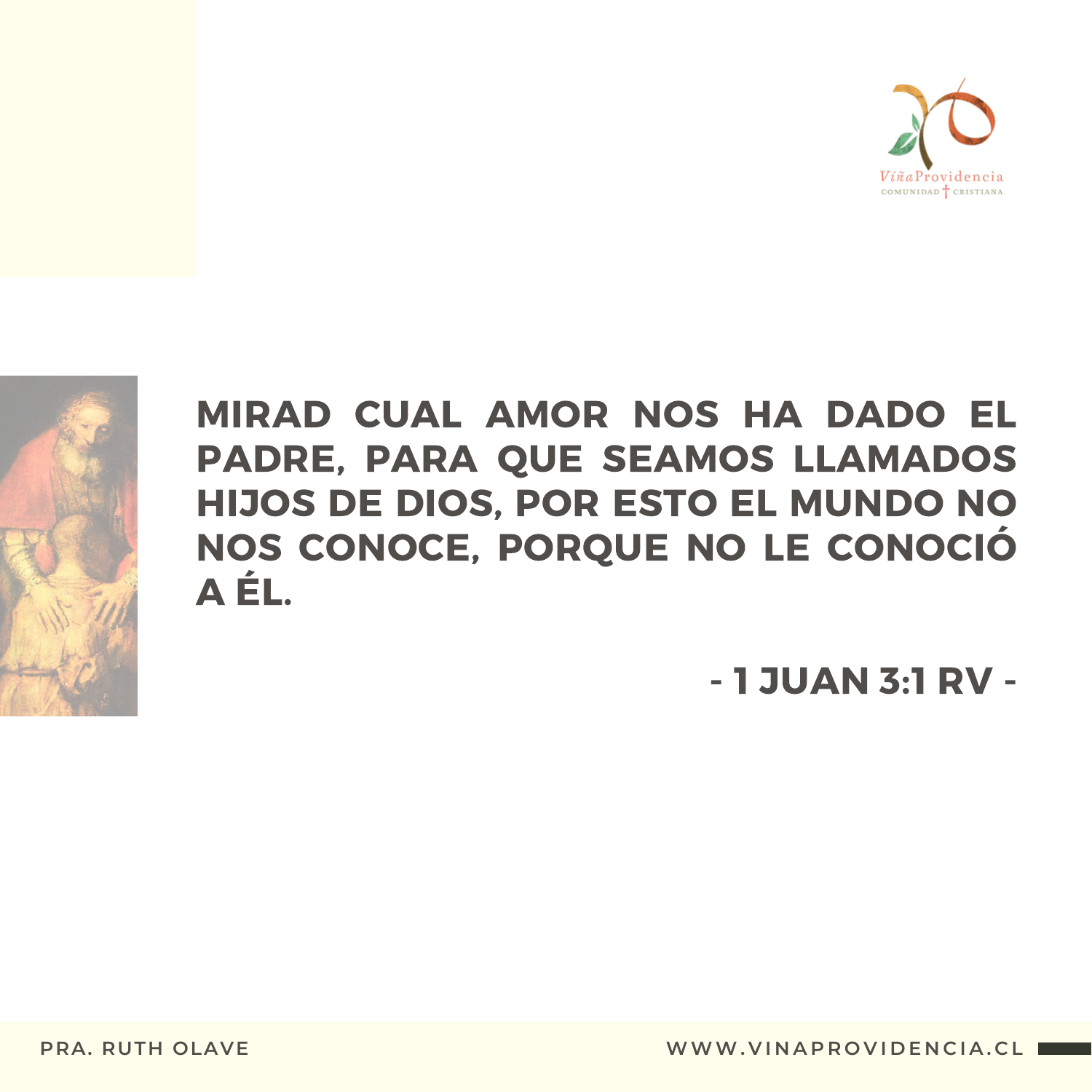VIÑA PROVIDENCIA
COMUNIDAD CRISTIANA

**MIRAD CUAL AMOR NOS HA DADO EL PADRE, PARA QUE SEAMOS LLAMADOS HIJOS DE DIOS, POR ESTO EL MUNDO NO NOS CONOCE, PORQUE NO LE CONOCIÓ A ÉL.**

**- 1 JUAN 3:1 RV -**

PRA. RUTH OLAVE

WWW.VINAPROVIDENCIA.CL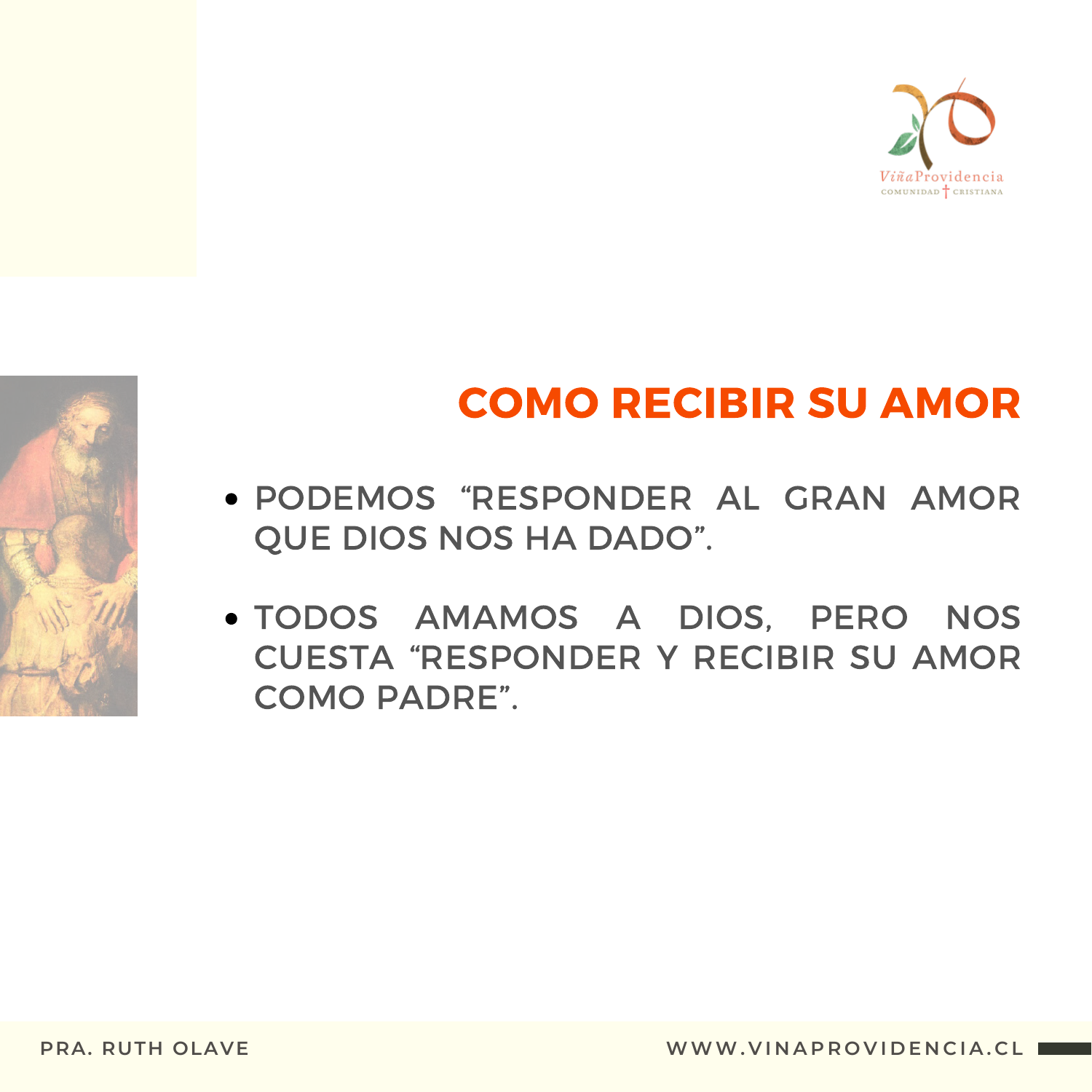## COMO RECIBIR SU AMOR

- PODEMOS "RESPONDER AL GRAN AMOR QUE DIOS NOS HA DADO".
- TODOS AMAMOS A DIOS, PERO NOS CUESTA "RESPONDER Y RECIBIR SU AMOR COMO PADRE".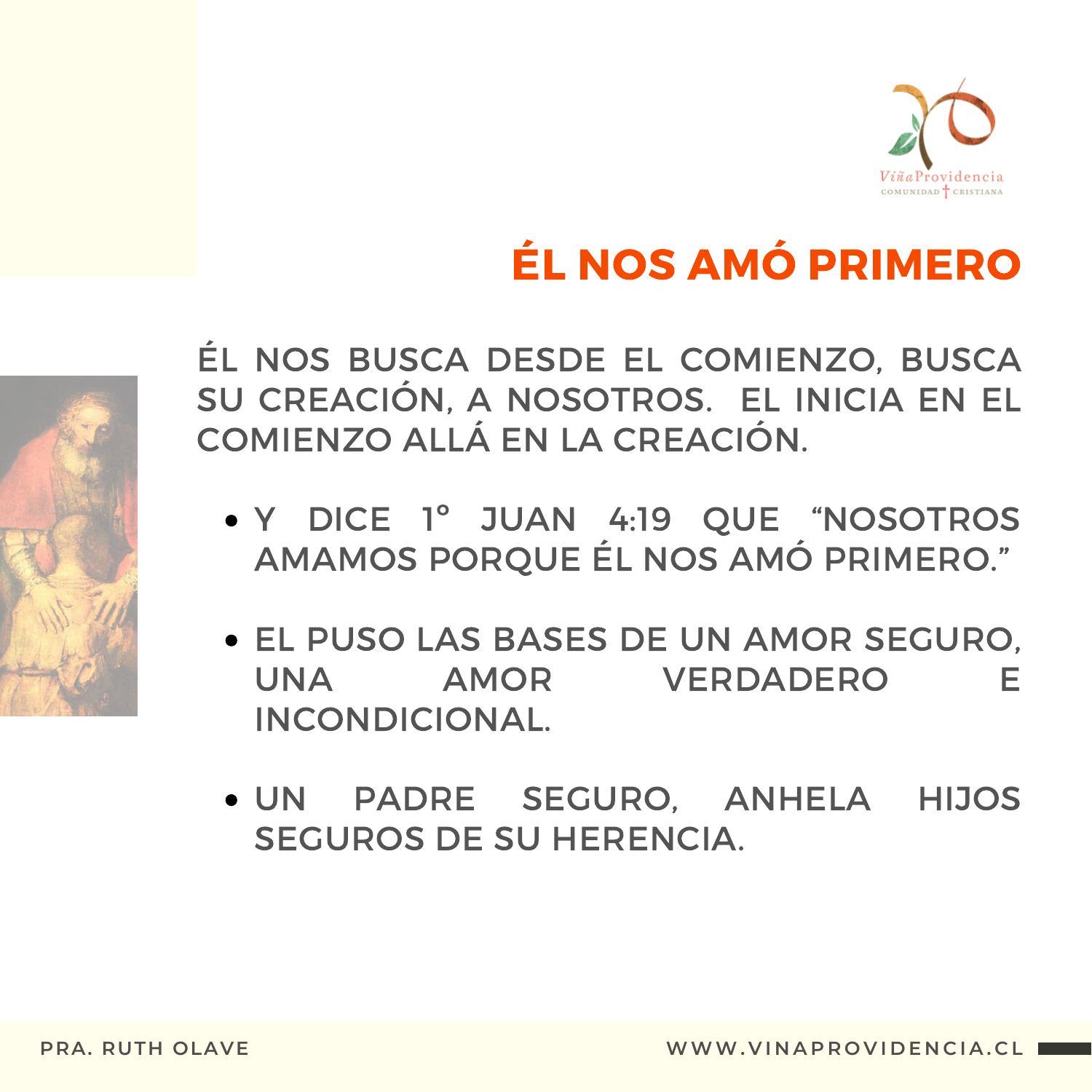# ÉL NOS AMÓ PRIMERO

ÉL NOS BUSCA DESDE EL COMIENZO, BUSCA SU CREACIÓN, A NOSOTROS. EL INICIA EN EL COMIENZO ALLÁ EN LA CREACIÓN.

- Y DICE 1° JUAN 4:19 QUE "NOSOTROS AMAMOS PORQUE ÉL NOS AMÓ PRIMERO."
- EL PUSO LAS BASES DE UN AMOR SEGURO, UNA AMOR VERDADERO E INCONDICIONAL.
- UN PADRE SEGURO, ANHELA HIJOS SEGUROS DE SU HERENCIA.

PRA. RUTH OLAVE

WWW.VINAPROVIDENCIA.CL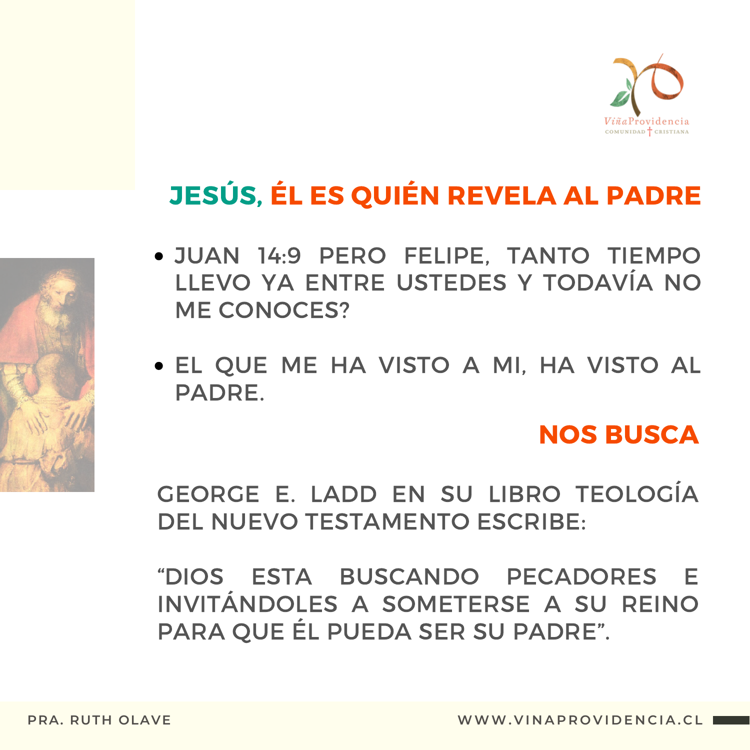## JESÚS, ÉL ES QUIÉN REVELA AL PADRE

- JUAN 14:9 PERO FELIPE, TANTO TIEMPO LLEVO YA ENTRE USTEDES Y TODAVÍA NO ME CONOCES?
- EL QUE ME HA VISTO A MI, HA VISTO AL PADRE.

## NOS BUSCA

GEORGE E. LADD EN SU LIBRO TEOLOGÍA DEL NUEVO TESTAMENTO ESCRIBE:

“DIOS ESTA BUSCANDO PECADORES E INVITÁNDOLES A SOMETERSE A SU REINO PARA QUE ÉL PUEDA SER SU PADRE”.

PRA. RUTH OLAVE

WWW.VINAPROVIDENCIA.CL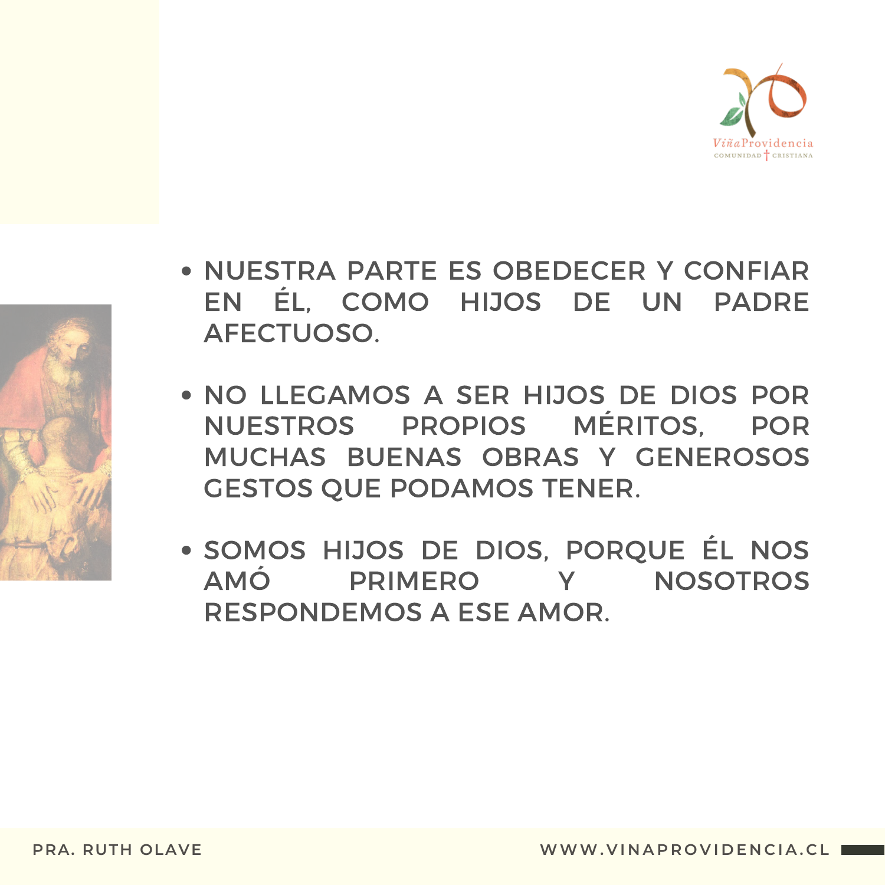- NUESTRA PARTE ES OBEDECER Y CONFIAR EN ÉL, COMO HIJOS DE UN PADRE AFECTUOSO.
- NO LLEGAMOS A SER HIJOS DE DIOS POR NUESTROS PROPIOS MÉRITOS, POR MUCHAS BUENAS OBRAS Y GENEROSOS GESTOS QUE PODAMOS TENER.
- SOMOS HIJOS DE DIOS, PORQUE ÉL NOS AMÓ PRIMERO Y NOSOTROS RESPONDEMOS A ESE AMOR.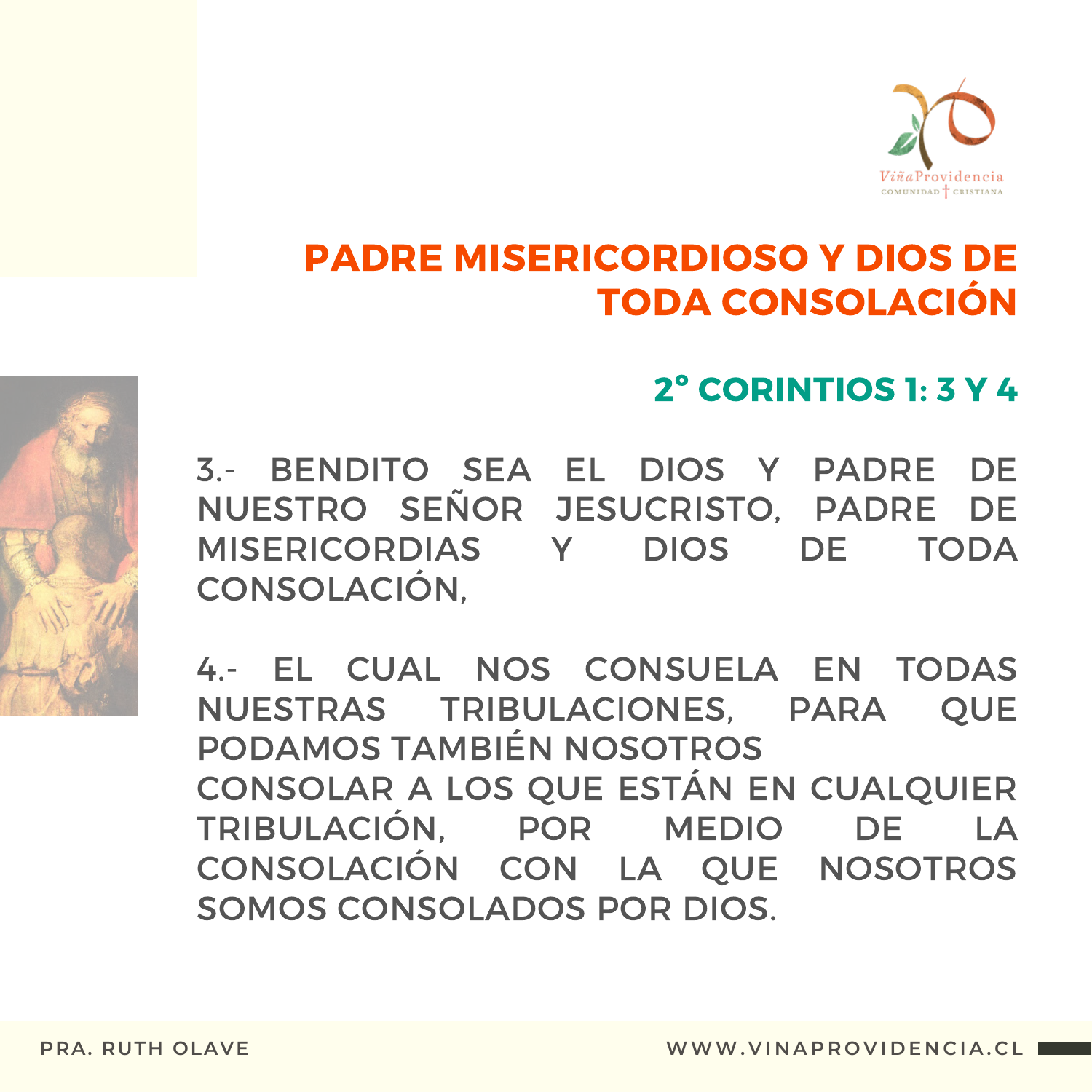# PADRE MISERICORDIOSO Y DIOS DE TODA CONSOLACIÓN

## 2° CORINTIOS 1: 3 Y 4

3.- BENDITO SEA EL DIOS Y PADRE DE NUESTRO SEÑOR JESUCRISTO, PADRE DE MISERICORDIAS Y DIOS DE TODA CONSOLACIÓN,

4.- EL CUAL NOS CONSUELA EN TODAS NUESTRAS TRIBULACIONES, PARA QUE PODAMOS TAMBIÉN NOSOTROS CONSOLAR A LOS QUE ESTÁN EN CUALQUIER TRIBULACIÓN, POR MEDIO DE LA CONSOLACIÓN CON LA QUE NOSOTROS SOMOS CONSOLADOS POR DIOS.

PRA. RUTH OLAVE

WWW.VINAPROVIDENCIA.CL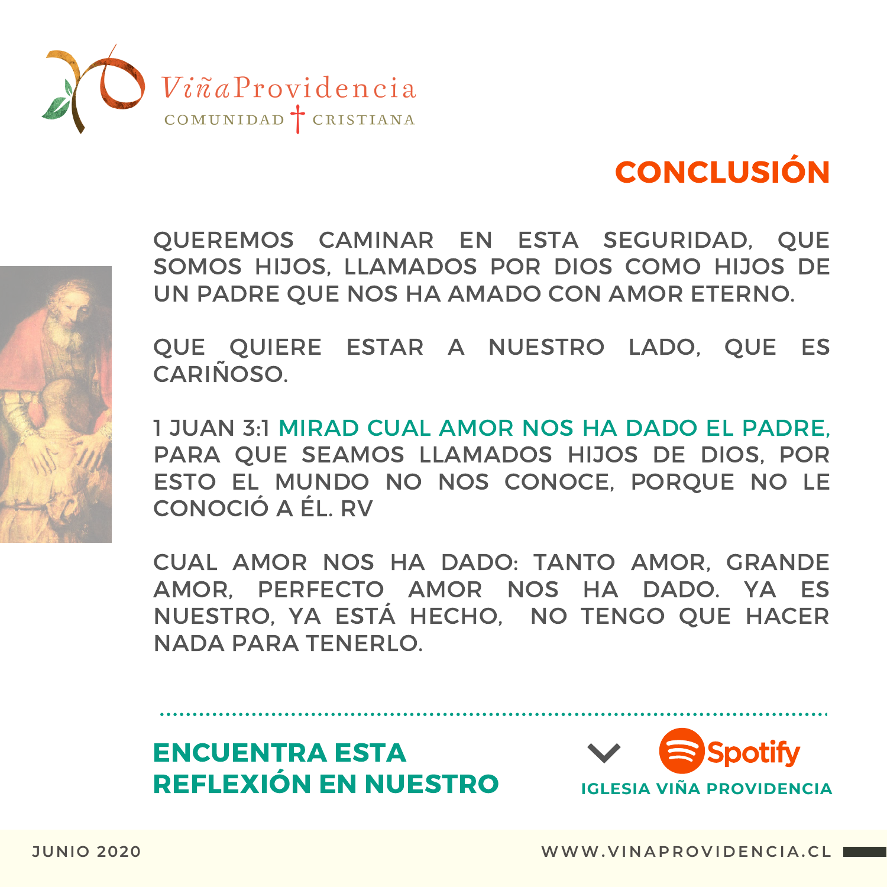ViñaProvidencia
COMUNIDAD † CRISTIANA

## CONCLUSIÓN

QUEREMOS CAMINAR EN ESTA SEGURIDAD, QUE SOMOS HIJOS, LLAMADOS POR DIOS COMO HIJOS DE UN PADRE QUE NOS HA AMADO CON AMOR ETERNO.

QUE QUIERE ESTAR A NUESTRO LADO, QUE ES CARIÑOSO.

1 JUAN 3:1 MIRAD CUAL AMOR NOS HA DADO EL PADRE, PARA QUE SEAMOS LLAMADOS HIJOS DE DIOS, POR ESTO EL MUNDO NO NOS CONOCE, PORQUE NO LE CONOCIÓ A ÉL. RV

CUAL AMOR NOS HA DADO: TANTO AMOR, GRANDE AMOR, PERFECTO AMOR NOS HA DADO. YA ES NUESTRO, YA ESTÁ HECHO, NO TENGO QUE HACER NADA PARA TENERLO.

**ENCUENTRA ESTA REFLEXIÓN EN NUESTRO** Spotify

IGLESIA VIÑA PROVIDENCIA

JUNIO 2020

WWW.VINAPROVIDENCIA.CL